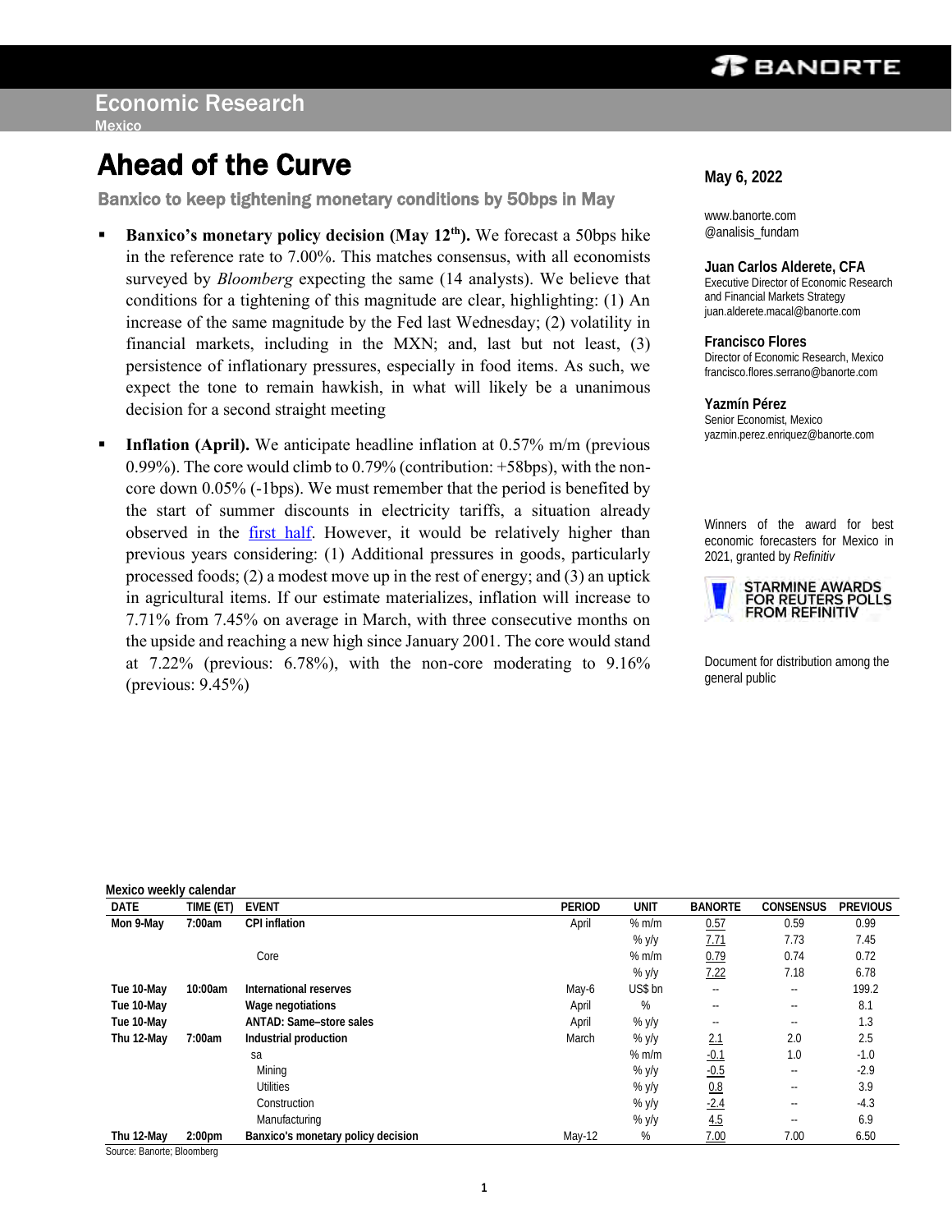Economic Research
Mexico

# Ahead of the Curve

## Banxico to keep tightening monetary conditions by 50bps in May

**May 6, 2022**

www.banorte.com
@analisis_fundam

**Juan Carlos Alderete, CFA**
Executive Director of Economic Research and Financial Markets Strategy
juan.alderete.macal@banorte.com

**Francisco Flores**
Director of Economic Research, Mexico
francisco.flores.serrano@banorte.com

**Yazmín Pérez**
Senior Economist, Mexico
yazmin.perez.enriquez@banorte.com

Winners of the award for best economic forecasters for Mexico in 2021, granted by *Refinitiv*

STARMINE AWARDS FOR REUTERS POLLS FROM REFINITIV

Document for distribution among the general public

- **Banxico's monetary policy decision (May 12th).** We forecast a 50bps hike in the reference rate to 7.00%. This matches consensus, with all economists surveyed by *Bloomberg* expecting the same (14 analysts). We believe that conditions for a tightening of this magnitude are clear, highlighting: (1) An increase of the same magnitude by the Fed last Wednesday; (2) volatility in financial markets, including in the MXN; and, last but not least, (3) persistence of inflationary pressures, especially in food items. As such, we expect the tone to remain hawkish, in what will likely be a unanimous decision for a second straight meeting

- **Inflation (April).** We anticipate headline inflation at 0.57% m/m (previous 0.99%). The core would climb to 0.79% (contribution: +58bps), with the non-core down 0.05% (-1bps). We must remember that the period is benefited by the start of summer discounts in electricity tariffs, a situation already observed in the first half. However, it would be relatively higher than previous years considering: (1) Additional pressures in goods, particularly processed foods; (2) a modest move up in the rest of energy; and (3) an uptick in agricultural items. If our estimate materializes, inflation will increase to 7.71% from 7.45% on average in March, with three consecutive months on the upside and reaching a new high since January 2001. The core would stand at 7.22% (previous: 6.78%), with the non-core moderating to 9.16% (previous: 9.45%)

**Mexico weekly calendar**

| DATE | TIME (ET) | EVENT | PERIOD | UNIT | BANORTE | CONSENSUS | PREVIOUS |
|---|---|---|---|---|---|---|---|
| Mon 9-May | 7:00am | CPI inflation | April | % m/m | 0.57 | 0.59 | 0.99 |
| | | | | % y/y | 7.71 | 7.73 | 7.45 |
| | | Core | | % m/m | 0.79 | 0.74 | 0.72 |
| | | | | % y/y | 7.22 | 7.18 | 6.78 |
| Tue 10-May | 10:00am | International reserves | May-6 | US$ bn | -- | -- | 199.2 |
| Tue 10-May | | Wage negotiations | April | % | -- | -- | 8.1 |
| Tue 10-May | | ANTAD: Same–store sales | April | % y/y | -- | -- | 1.3 |
| Thu 12-May | 7:00am | Industrial production | March | % y/y | 2.1 | 2.0 | 2.5 |
| | | sa | | % m/m | -0.1 | 1.0 | -1.0 |
| | | Mining | | % y/y | -0.5 | -- | -2.9 |
| | | Utilities | | % y/y | 0.8 | -- | 3.9 |
| | | Construction | | % y/y | -2.4 | -- | -4.3 |
| | | Manufacturing | | % y/y | 4.5 | -- | 6.9 |
| Thu 12-May | 2:00pm | Banxico's monetary policy decision | May-12 | % | 7.00 | 7.00 | 6.50 |

Source: Banorte; Bloomberg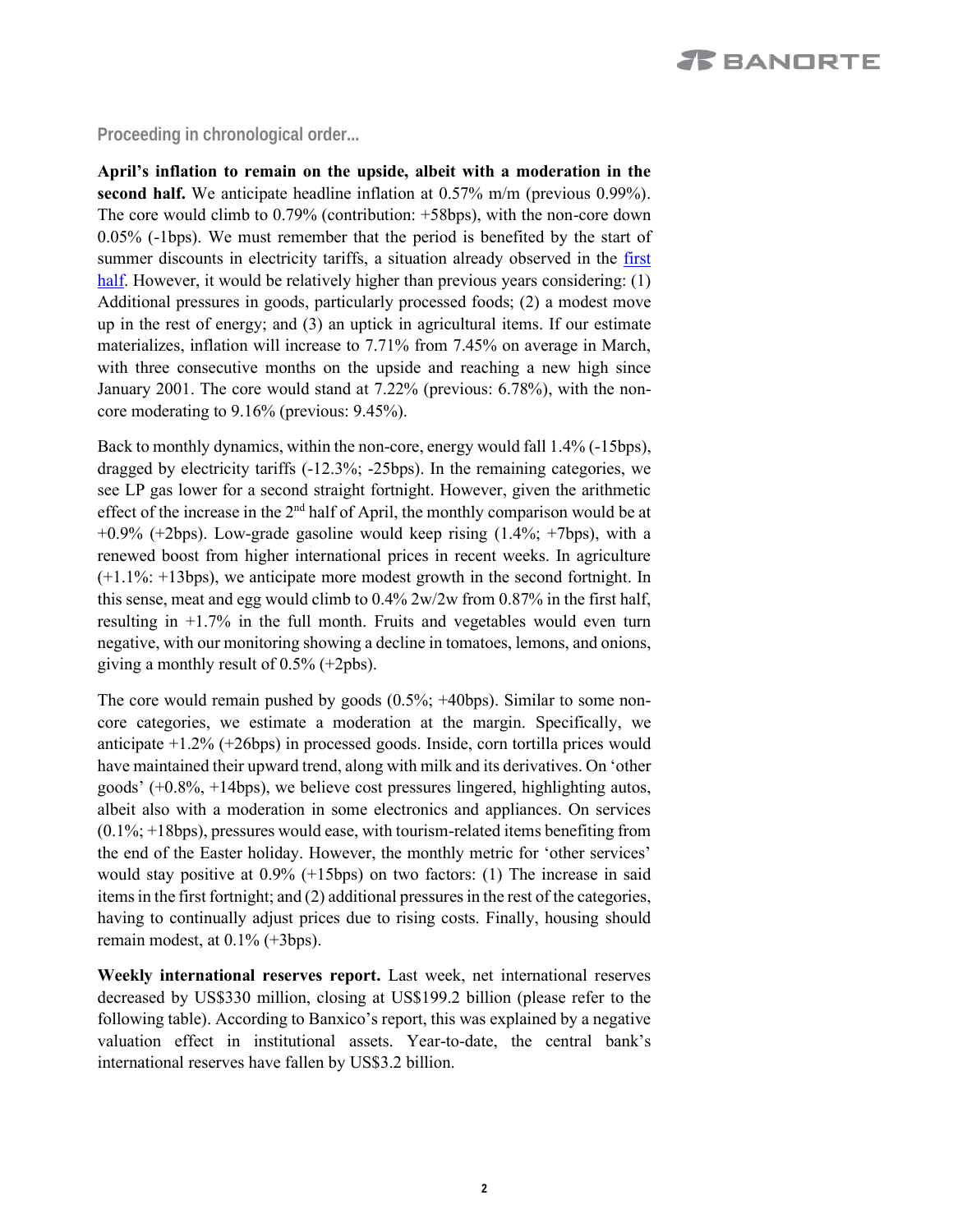**Proceeding in chronological order...**

**April's inflation to remain on the upside, albeit with a moderation in the second half.** We anticipate headline inflation at 0.57% m/m (previous 0.99%). The core would climb to 0.79% (contribution: +58bps), with the non-core down 0.05% (-1bps). We must remember that the period is benefited by the start of summer discounts in electricity tariffs, a situation already observed in the first half. However, it would be relatively higher than previous years considering: (1) Additional pressures in goods, particularly processed foods; (2) a modest move up in the rest of energy; and (3) an uptick in agricultural items. If our estimate materializes, inflation will increase to 7.71% from 7.45% on average in March, with three consecutive months on the upside and reaching a new high since January 2001. The core would stand at 7.22% (previous: 6.78%), with the non-core moderating to 9.16% (previous: 9.45%).

Back to monthly dynamics, within the non-core, energy would fall 1.4% (-15bps), dragged by electricity tariffs (-12.3%; -25bps). In the remaining categories, we see LP gas lower for a second straight fortnight. However, given the arithmetic effect of the increase in the 2nd half of April, the monthly comparison would be at +0.9% (+2bps). Low-grade gasoline would keep rising (1.4%; +7bps), with a renewed boost from higher international prices in recent weeks. In agriculture (+1.1%: +13bps), we anticipate more modest growth in the second fortnight. In this sense, meat and egg would climb to 0.4% 2w/2w from 0.87% in the first half, resulting in +1.7% in the full month. Fruits and vegetables would even turn negative, with our monitoring showing a decline in tomatoes, lemons, and onions, giving a monthly result of 0.5% (+2pbs).

The core would remain pushed by goods (0.5%; +40bps). Similar to some non-core categories, we estimate a moderation at the margin. Specifically, we anticipate +1.2% (+26bps) in processed goods. Inside, corn tortilla prices would have maintained their upward trend, along with milk and its derivatives. On 'other goods' (+0.8%, +14bps), we believe cost pressures lingered, highlighting autos, albeit also with a moderation in some electronics and appliances. On services (0.1%; +18bps), pressures would ease, with tourism-related items benefiting from the end of the Easter holiday. However, the monthly metric for 'other services' would stay positive at 0.9% (+15bps) on two factors: (1) The increase in said items in the first fortnight; and (2) additional pressures in the rest of the categories, having to continually adjust prices due to rising costs. Finally, housing should remain modest, at 0.1% (+3bps).

**Weekly international reserves report.** Last week, net international reserves decreased by US$330 million, closing at US$199.2 billion (please refer to the following table). According to Banxico's report, this was explained by a negative valuation effect in institutional assets. Year-to-date, the central bank's international reserves have fallen by US$3.2 billion.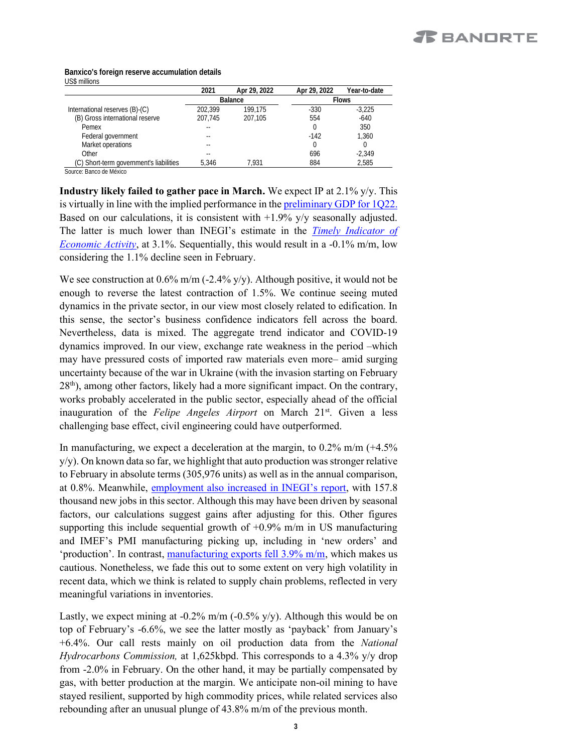**Banxico's foreign reserve accumulation details**

US$ millions

| | 2021 | Apr 29, 2022 | Apr 29, 2022 | Year-to-date |
|---|---|---|---|---|
| | Balance | | Flows | |
| International reserves (B)-(C) | 202,399 | 199,175 | -330 | -3,225 |
| (B) Gross international reserve | 207,745 | 207,105 | 554 | -640 |
| Pemex | -- | | 0 | 350 |
| Federal government | -- | | -142 | 1,360 |
| Market operations | -- | | 0 | 0 |
| Other | -- | | 696 | -2,349 |
| (C) Short-term government's liabilities | 5,346 | 7,931 | 884 | 2,585 |

Source: Banco de México

**Industry likely failed to gather pace in March.** We expect IP at 2.1% y/y. This is virtually in line with the implied performance in the preliminary GDP for 1Q22. Based on our calculations, it is consistent with +1.9% y/y seasonally adjusted. The latter is much lower than INEGI's estimate in the *Timely Indicator of Economic Activity*, at 3.1%. Sequentially, this would result in a -0.1% m/m, low considering the 1.1% decline seen in February.

We see construction at 0.6% m/m (-2.4% y/y). Although positive, it would not be enough to reverse the latest contraction of 1.5%. We continue seeing muted dynamics in the private sector, in our view most closely related to edification. In this sense, the sector's business confidence indicators fell across the board. Nevertheless, data is mixed. The aggregate trend indicator and COVID-19 dynamics improved. In our view, exchange rate weakness in the period –which may have pressured costs of imported raw materials even more– amid surging uncertainty because of the war in Ukraine (with the invasion starting on February 28th), among other factors, likely had a more significant impact. On the contrary, works probably accelerated in the public sector, especially ahead of the official inauguration of the *Felipe Angeles Airport* on March 21st. Given a less challenging base effect, civil engineering could have outperformed.

In manufacturing, we expect a deceleration at the margin, to 0.2% m/m (+4.5% y/y). On known data so far, we highlight that auto production was stronger relative to February in absolute terms (305,976 units) as well as in the annual comparison, at 0.8%. Meanwhile, employment also increased in INEGI's report, with 157.8 thousand new jobs in this sector. Although this may have been driven by seasonal factors, our calculations suggest gains after adjusting for this. Other figures supporting this include sequential growth of +0.9% m/m in US manufacturing and IMEF's PMI manufacturing picking up, including in 'new orders' and 'production'. In contrast, manufacturing exports fell 3.9% m/m, which makes us cautious. Nonetheless, we fade this out to some extent on very high volatility in recent data, which we think is related to supply chain problems, reflected in very meaningful variations in inventories.

Lastly, we expect mining at -0.2% m/m (-0.5% y/y). Although this would be on top of February's -6.6%, we see the latter mostly as 'payback' from January's +6.4%. Our call rests mainly on oil production data from the *National Hydrocarbons Commission,* at 1,625kbpd. This corresponds to a 4.3% y/y drop from -2.0% in February. On the other hand, it may be partially compensated by gas, with better production at the margin. We anticipate non-oil mining to have stayed resilient, supported by high commodity prices, while related services also rebounding after an unusual plunge of 43.8% m/m of the previous month.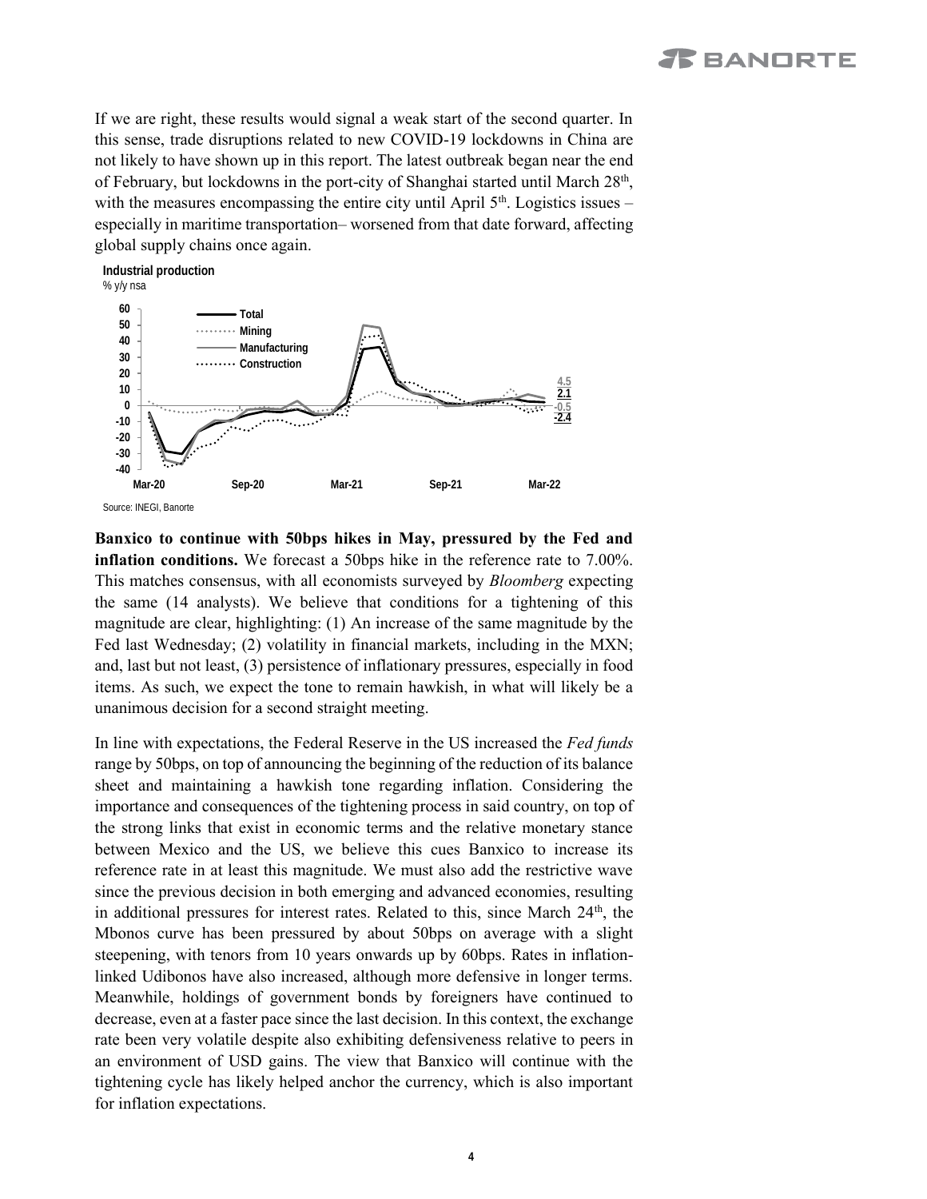If we are right, these results would signal a weak start of the second quarter. In this sense, trade disruptions related to new COVID-19 lockdowns in China are not likely to have shown up in this report. The latest outbreak began near the end of February, but lockdowns in the port-city of Shanghai started until March 28th, with the measures encompassing the entire city until April 5th. Logistics issues – especially in maritime transportation– worsened from that date forward, affecting global supply chains once again.

**Industrial production**
% y/y nsa

Source: INEGI, Banorte

**Banxico to continue with 50bps hikes in May, pressured by the Fed and inflation conditions.** We forecast a 50bps hike in the reference rate to 7.00%. This matches consensus, with all economists surveyed by *Bloomberg* expecting the same (14 analysts). We believe that conditions for a tightening of this magnitude are clear, highlighting: (1) An increase of the same magnitude by the Fed last Wednesday; (2) volatility in financial markets, including in the MXN; and, last but not least, (3) persistence of inflationary pressures, especially in food items. As such, we expect the tone to remain hawkish, in what will likely be a unanimous decision for a second straight meeting.

In line with expectations, the Federal Reserve in the US increased the *Fed funds* range by 50bps, on top of announcing the beginning of the reduction of its balance sheet and maintaining a hawkish tone regarding inflation. Considering the importance and consequences of the tightening process in said country, on top of the strong links that exist in economic terms and the relative monetary stance between Mexico and the US, we believe this cues Banxico to increase its reference rate in at least this magnitude. We must also add the restrictive wave since the previous decision in both emerging and advanced economies, resulting in additional pressures for interest rates. Related to this, since March 24th, the Mbonos curve has been pressured by about 50bps on average with a slight steepening, with tenors from 10 years onwards up by 60bps. Rates in inflation-linked Udibonos have also increased, although more defensive in longer terms. Meanwhile, holdings of government bonds by foreigners have continued to decrease, even at a faster pace since the last decision. In this context, the exchange rate been very volatile despite also exhibiting defensiveness relative to peers in an environment of USD gains. The view that Banxico will continue with the tightening cycle has likely helped anchor the currency, which is also important for inflation expectations.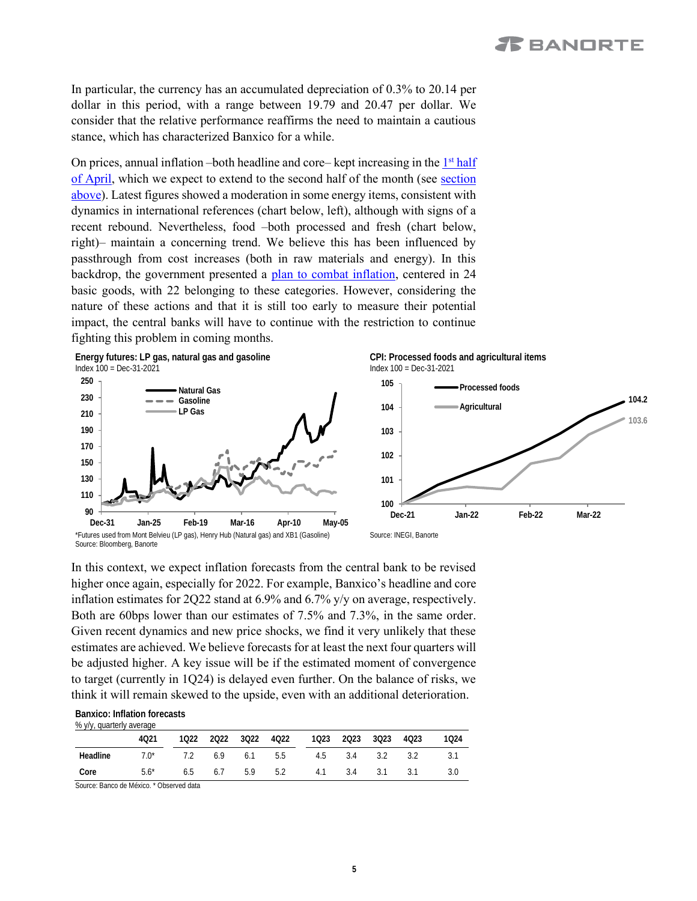In particular, the currency has an accumulated depreciation of 0.3% to 20.14 per dollar in this period, with a range between 19.79 and 20.47 per dollar. We consider that the relative performance reaffirms the need to maintain a cautious stance, which has characterized Banxico for a while.

On prices, annual inflation –both headline and core– kept increasing in the 1st half of April, which we expect to extend to the second half of the month (see section above). Latest figures showed a moderation in some energy items, consistent with dynamics in international references (chart below, left), although with signs of a recent rebound. Nevertheless, food –both processed and fresh (chart below, right)– maintain a concerning trend. We believe this has been influenced by passthrough from cost increases (both in raw materials and energy). In this backdrop, the government presented a plan to combat inflation, centered in 24 basic goods, with 22 belonging to these categories. However, considering the nature of these actions and that it is still too early to measure their potential impact, the central banks will have to continue with the restriction to continue fighting this problem in coming months.

**Energy futures: LP gas, natural gas and gasoline**
Index 100 = Dec-31-2021

*Futures used from Mont Belvieu (LP gas), Henry Hub (Natural gas) and XB1 (Gasoline)
Source: Bloomberg, Banorte

**CPI: Processed foods and agricultural items**
Index 100 = Dec-31-2021

Source: INEGI, Banorte

In this context, we expect inflation forecasts from the central bank to be revised higher once again, especially for 2022. For example, Banxico's headline and core inflation estimates for 2Q22 stand at 6.9% and 6.7% y/y on average, respectively. Both are 60bps lower than our estimates of 7.5% and 7.3%, in the same order. Given recent dynamics and new price shocks, we find it very unlikely that these estimates are achieved. We believe forecasts for at least the next four quarters will be adjusted higher. A key issue will be if the estimated moment of convergence to target (currently in 1Q24) is delayed even further. On the balance of risks, we think it will remain skewed to the upside, even with an additional deterioration.

**Banxico: Inflation forecasts**
% y/y, quarterly average

| | 4Q21 | 1Q22 | 2Q22 | 3Q22 | 4Q22 | 1Q23 | 2Q23 | 3Q23 | 4Q23 | 1Q24 |
|---|---|---|---|---|---|---|---|---|---|---|
| **Headline** | 7.0* | 7.2 | 6.9 | 6.1 | 5.5 | 4.5 | 3.4 | 3.2 | 3.2 | 3.1 |
| **Core** | 5.6* | 6.5 | 6.7 | 5.9 | 5.2 | 4.1 | 3.4 | 3.1 | 3.1 | 3.0 |

Source: Banco de México. * Observed data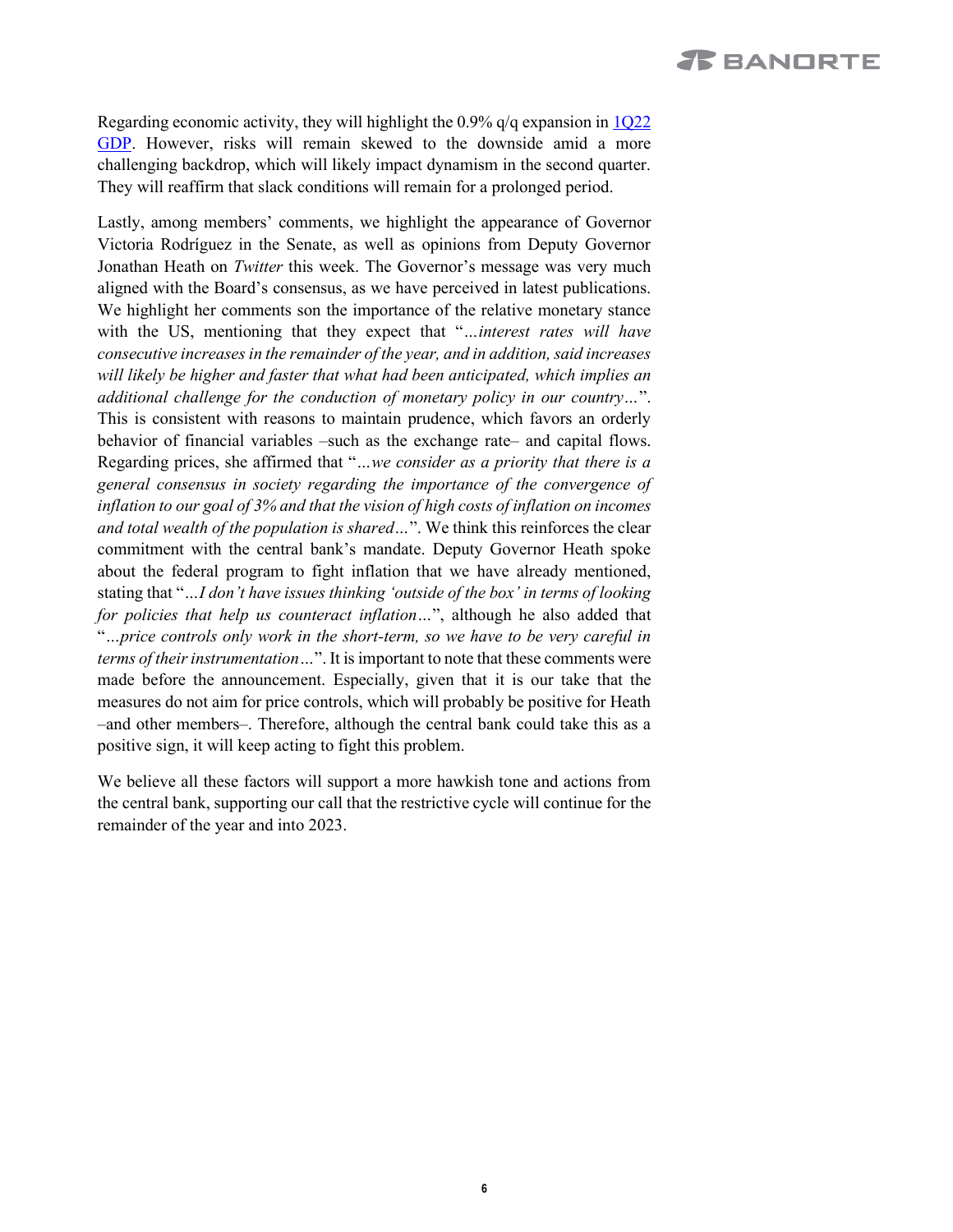Regarding economic activity, they will highlight the 0.9% q/q expansion in [1Q22 GDP](). However, risks will remain skewed to the downside amid a more challenging backdrop, which will likely impact dynamism in the second quarter. They will reaffirm that slack conditions will remain for a prolonged period.

Lastly, among members' comments, we highlight the appearance of Governor Victoria Rodríguez in the Senate, as well as opinions from Deputy Governor Jonathan Heath on *Twitter* this week. The Governor's message was very much aligned with the Board's consensus, as we have perceived in latest publications. We highlight her comments son the importance of the relative monetary stance with the US, mentioning that they expect that "*…interest rates will have consecutive increases in the remainder of the year, and in addition, said increases will likely be higher and faster that what had been anticipated, which implies an additional challenge for the conduction of monetary policy in our country…*". This is consistent with reasons to maintain prudence, which favors an orderly behavior of financial variables –such as the exchange rate– and capital flows. Regarding prices, she affirmed that "*…we consider as a priority that there is a general consensus in society regarding the importance of the convergence of inflation to our goal of 3% and that the vision of high costs of inflation on incomes and total wealth of the population is shared…*". We think this reinforces the clear commitment with the central bank's mandate. Deputy Governor Heath spoke about the federal program to fight inflation that we have already mentioned, stating that "*…I don't have issues thinking 'outside of the box' in terms of looking for policies that help us counteract inflation…*", although he also added that "*…price controls only work in the short-term, so we have to be very careful in terms of their instrumentation…*". It is important to note that these comments were made before the announcement. Especially, given that it is our take that the measures do not aim for price controls, which will probably be positive for Heath –and other members–. Therefore, although the central bank could take this as a positive sign, it will keep acting to fight this problem.

We believe all these factors will support a more hawkish tone and actions from the central bank, supporting our call that the restrictive cycle will continue for the remainder of the year and into 2023.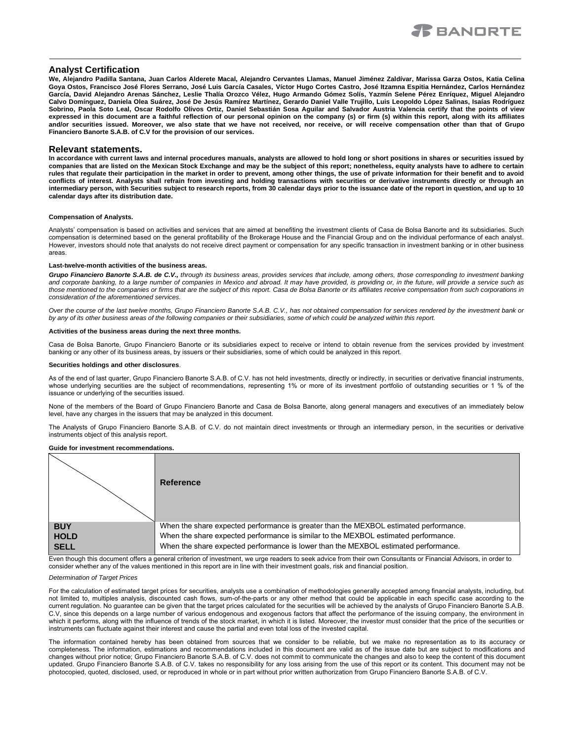## Analyst Certification

**We, Alejandro Padilla Santana, Juan Carlos Alderete Macal, Alejandro Cervantes Llamas, Manuel Jiménez Zaldívar, Marissa Garza Ostos, Katia Celina Goya Ostos, Francisco José Flores Serrano, José Luis García Casales, Víctor Hugo Cortes Castro, José Itzamna Espitia Hernández, Carlos Hernández García, David Alejandro Arenas Sánchez, Leslie Thalía Orozco Vélez, Hugo Armando Gómez Solís, Yazmín Selene Pérez Enríquez, Miguel Alejandro Calvo Domínguez, Daniela Olea Suárez, José De Jesús Ramírez Martínez, Gerardo Daniel Valle Trujillo, Luis Leopoldo López Salinas, Isaías Rodríguez Sobrino, Paola Soto Leal, Oscar Rodolfo Olivos Ortiz, Daniel Sebastián Sosa Aguilar and Salvador Austria Valencia certify that the points of view expressed in this document are a faithful reflection of our personal opinion on the company (s) or firm (s) within this report, along with its affiliates and/or securities issued. Moreover, we also state that we have not received, nor receive, or will receive compensation other than that of Grupo Financiero Banorte S.A.B. of C.V for the provision of our services.**

## Relevant statements.

**In accordance with current laws and internal procedures manuals, analysts are allowed to hold long or short positions in shares or securities issued by companies that are listed on the Mexican Stock Exchange and may be the subject of this report; nonetheless, equity analysts have to adhere to certain rules that regulate their participation in the market in order to prevent, among other things, the use of private information for their benefit and to avoid conflicts of interest. Analysts shall refrain from investing and holding transactions with securities or derivative instruments directly or through an intermediary person, with Securities subject to research reports, from 30 calendar days prior to the issuance date of the report in question, and up to 10 calendar days after its distribution date.**

**Compensation of Analysts.**

Analysts' compensation is based on activities and services that are aimed at benefiting the investment clients of Casa de Bolsa Banorte and its subsidiaries. Such compensation is determined based on the general profitability of the Brokerage House and the Financial Group and on the individual performance of each analyst. However, investors should note that analysts do not receive direct payment or compensation for any specific transaction in investment banking or in other business areas.

**Last-twelve-month activities of the business areas.**

***Grupo Financiero Banorte S.A.B. de C.V.,*** *through its business areas, provides services that include, among others, those corresponding to investment banking and corporate banking, to a large number of companies in Mexico and abroad. It may have provided, is providing or, in the future, will provide a service such as those mentioned to the companies or firms that are the subject of this report. Casa de Bolsa Banorte or its affiliates receive compensation from such corporations in consideration of the aforementioned services.*

*Over the course of the last twelve months, Grupo Financiero Banorte S.A.B. C.V., has not obtained compensation for services rendered by the investment bank or by any of its other business areas of the following companies or their subsidiaries, some of which could be analyzed within this report.*

**Activities of the business areas during the next three months.**

Casa de Bolsa Banorte, Grupo Financiero Banorte or its subsidiaries expect to receive or intend to obtain revenue from the services provided by investment banking or any other of its business areas, by issuers or their subsidiaries, some of which could be analyzed in this report.

**Securities holdings and other disclosures**.

As of the end of last quarter, Grupo Financiero Banorte S.A.B. of C.V. has not held investments, directly or indirectly, in securities or derivative financial instruments, whose underlying securities are the subject of recommendations, representing 1% or more of its investment portfolio of outstanding securities or 1 % of the issuance or underlying of the securities issued.

None of the members of the Board of Grupo Financiero Banorte and Casa de Bolsa Banorte, along general managers and executives of an immediately below level, have any charges in the issuers that may be analyzed in this document.

The Analysts of Grupo Financiero Banorte S.A.B. of C.V. do not maintain direct investments or through an intermediary person, in the securities or derivative instruments object of this analysis report.

**Guide for investment recommendations.**

| | **Reference** |
|---|---|
| **BUY** | When the share expected performance is greater than the MEXBOL estimated performance. |
| **HOLD** | When the share expected performance is similar to the MEXBOL estimated performance. |
| **SELL** | When the share expected performance is lower than the MEXBOL estimated performance. |

Even though this document offers a general criterion of investment, we urge readers to seek advice from their own Consultants or Financial Advisors, in order to consider whether any of the values mentioned in this report are in line with their investment goals, risk and financial position.

*Determination of Target Prices*

For the calculation of estimated target prices for securities, analysts use a combination of methodologies generally accepted among financial analysts, including, but not limited to, multiples analysis, discounted cash flows, sum-of-the-parts or any other method that could be applicable in each specific case according to the current regulation. No guarantee can be given that the target prices calculated for the securities will be achieved by the analysts of Grupo Financiero Banorte S.A.B. C.V, since this depends on a large number of various endogenous and exogenous factors that affect the performance of the issuing company, the environment in which it performs, along with the influence of trends of the stock market, in which it is listed. Moreover, the investor must consider that the price of the securities or instruments can fluctuate against their interest and cause the partial and even total loss of the invested capital.

The information contained hereby has been obtained from sources that we consider to be reliable, but we make no representation as to its accuracy or completeness. The information, estimations and recommendations included in this document are valid as of the issue date but are subject to modifications and changes without prior notice; Grupo Financiero Banorte S.A.B. of C.V. does not commit to communicate the changes and also to keep the content of this document updated. Grupo Financiero Banorte S.A.B. of C.V. takes no responsibility for any loss arising from the use of this report or its content. This document may not be photocopied, quoted, disclosed, used, or reproduced in whole or in part without prior written authorization from Grupo Financiero Banorte S.A.B. of C.V.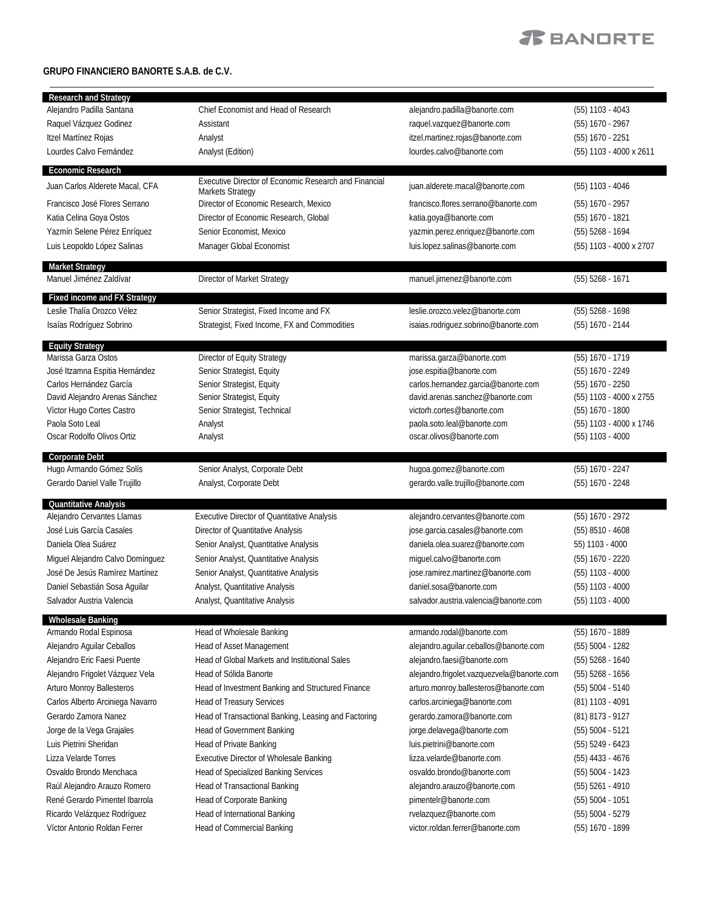**GRUPO FINANCIERO BANORTE S.A.B. de C.V.**

| | | | |
|---|---|---|---|
| **Research and Strategy** | | | |
| Alejandro Padilla Santana | Chief Economist and Head of Research | alejandro.padilla@banorte.com | (55) 1103 - 4043 |
| Raquel Vázquez Godinez | Assistant | raquel.vazquez@banorte.com | (55) 1670 - 2967 |
| Itzel Martínez Rojas | Analyst | itzel.martinez.rojas@banorte.com | (55) 1670 - 2251 |
| Lourdes Calvo Fernández | Analyst (Edition) | lourdes.calvo@banorte.com | (55) 1103 - 4000 x 2611 |
| **Economic Research** | | | |
| Juan Carlos Alderete Macal, CFA | Executive Director of Economic Research and Financial Markets Strategy | juan.alderete.macal@banorte.com | (55) 1103 - 4046 |
| Francisco José Flores Serrano | Director of Economic Research, Mexico | francisco.flores.serrano@banorte.com | (55) 1670 - 2957 |
| Katia Celina Goya Ostos | Director of Economic Research, Global | katia.goya@banorte.com | (55) 1670 - 1821 |
| Yazmín Selene Pérez Enríquez | Senior Economist, Mexico | yazmin.perez.enriquez@banorte.com | (55) 5268 - 1694 |
| Luis Leopoldo López Salinas | Manager Global Economist | luis.lopez.salinas@banorte.com | (55) 1103 - 4000 x 2707 |
| **Market Strategy** | | | |
| Manuel Jiménez Zaldívar | Director of Market Strategy | manuel.jimenez@banorte.com | (55) 5268 - 1671 |
| **Fixed income and FX Strategy** | | | |
| Leslie Thalía Orozco Vélez | Senior Strategist, Fixed Income and FX | leslie.orozco.velez@banorte.com | (55) 5268 - 1698 |
| Isaías Rodríguez Sobrino | Strategist, Fixed Income, FX and Commodities | isaias.rodriguez.sobrino@banorte.com | (55) 1670 - 2144 |
| **Equity Strategy** | | | |
| Marissa Garza Ostos | Director of Equity Strategy | marissa.garza@banorte.com | (55) 1670 - 1719 |
| José Itzamna Espitia Hernández | Senior Strategist, Equity | jose.espitia@banorte.com | (55) 1670 - 2249 |
| Carlos Hernández García | Senior Strategist, Equity | carlos.hernandez.garcia@banorte.com | (55) 1670 - 2250 |
| David Alejandro Arenas Sánchez | Senior Strategist, Equity | david.arenas.sanchez@banorte.com | (55) 1103 - 4000 x 2755 |
| Víctor Hugo Cortes Castro | Senior Strategist, Technical | victorh.cortes@banorte.com | (55) 1670 - 1800 |
| Paola Soto Leal | Analyst | paola.soto.leal@banorte.com | (55) 1103 - 4000 x 1746 |
| Oscar Rodolfo Olivos Ortiz | Analyst | oscar.olivos@banorte.com | (55) 1103 - 4000 |
| **Corporate Debt** | | | |
| Hugo Armando Gómez Solís | Senior Analyst, Corporate Debt | hugoa.gomez@banorte.com | (55) 1670 - 2247 |
| Gerardo Daniel Valle Trujillo | Analyst, Corporate Debt | gerardo.valle.trujillo@banorte.com | (55) 1670 - 2248 |
| **Quantitative Analysis** | | | |
| Alejandro Cervantes Llamas | Executive Director of Quantitative Analysis | alejandro.cervantes@banorte.com | (55) 1670 - 2972 |
| José Luis García Casales | Director of Quantitative Analysis | jose.garcia.casales@banorte.com | (55) 8510 - 4608 |
| Daniela Olea Suárez | Senior Analyst, Quantitative Analysis | daniela.olea.suarez@banorte.com | 55) 1103 - 4000 |
| Miguel Alejandro Calvo Domínguez | Senior Analyst, Quantitative Analysis | miguel.calvo@banorte.com | (55) 1670 - 2220 |
| José De Jesús Ramírez Martínez | Senior Analyst, Quantitative Analysis | jose.ramirez.martinez@banorte.com | (55) 1103 - 4000 |
| Daniel Sebastián Sosa Aguilar | Analyst, Quantitative Analysis | daniel.sosa@banorte.com | (55) 1103 - 4000 |
| Salvador Austria Valencia | Analyst, Quantitative Analysis | salvador.austria.valencia@banorte.com | (55) 1103 - 4000 |
| **Wholesale Banking** | | | |
| Armando Rodal Espinosa | Head of Wholesale Banking | armando.rodal@banorte.com | (55) 1670 - 1889 |
| Alejandro Aguilar Ceballos | Head of Asset Management | alejandro.aguilar.ceballos@banorte.com | (55) 5004 - 1282 |
| Alejandro Eric Faesi Puente | Head of Global Markets and Institutional Sales | alejandro.faesi@banorte.com | (55) 5268 - 1640 |
| Alejandro Frigolet Vázquez Vela | Head of Sólida Banorte | alejandro.frigolet.vazquezvela@banorte.com | (55) 5268 - 1656 |
| Arturo Monroy Ballesteros | Head of Investment Banking and Structured Finance | arturo.monroy.ballesteros@banorte.com | (55) 5004 - 5140 |
| Carlos Alberto Arciniega Navarro | Head of Treasury Services | carlos.arciniega@banorte.com | (81) 1103 - 4091 |
| Gerardo Zamora Nanez | Head of Transactional Banking, Leasing and Factoring | gerardo.zamora@banorte.com | (81) 8173 - 9127 |
| Jorge de la Vega Grajales | Head of Government Banking | jorge.delavega@banorte.com | (55) 5004 - 5121 |
| Luis Pietrini Sheridan | Head of Private Banking | luis.pietrini@banorte.com | (55) 5249 - 6423 |
| Lizza Velarde Torres | Executive Director of Wholesale Banking | lizza.velarde@banorte.com | (55) 4433 - 4676 |
| Osvaldo Brondo Menchaca | Head of Specialized Banking Services | osvaldo.brondo@banorte.com | (55) 5004 - 1423 |
| Raúl Alejandro Arauzo Romero | Head of Transactional Banking | alejandro.arauzo@banorte.com | (55) 5261 - 4910 |
| René Gerardo Pimentel Ibarrola | Head of Corporate Banking | pimentelr@banorte.com | (55) 5004 - 1051 |
| Ricardo Velázquez Rodríguez | Head of International Banking | rvelazquez@banorte.com | (55) 5004 - 5279 |
| Víctor Antonio Roldan Ferrer | Head of Commercial Banking | victor.roldan.ferrer@banorte.com | (55) 1670 - 1899 |